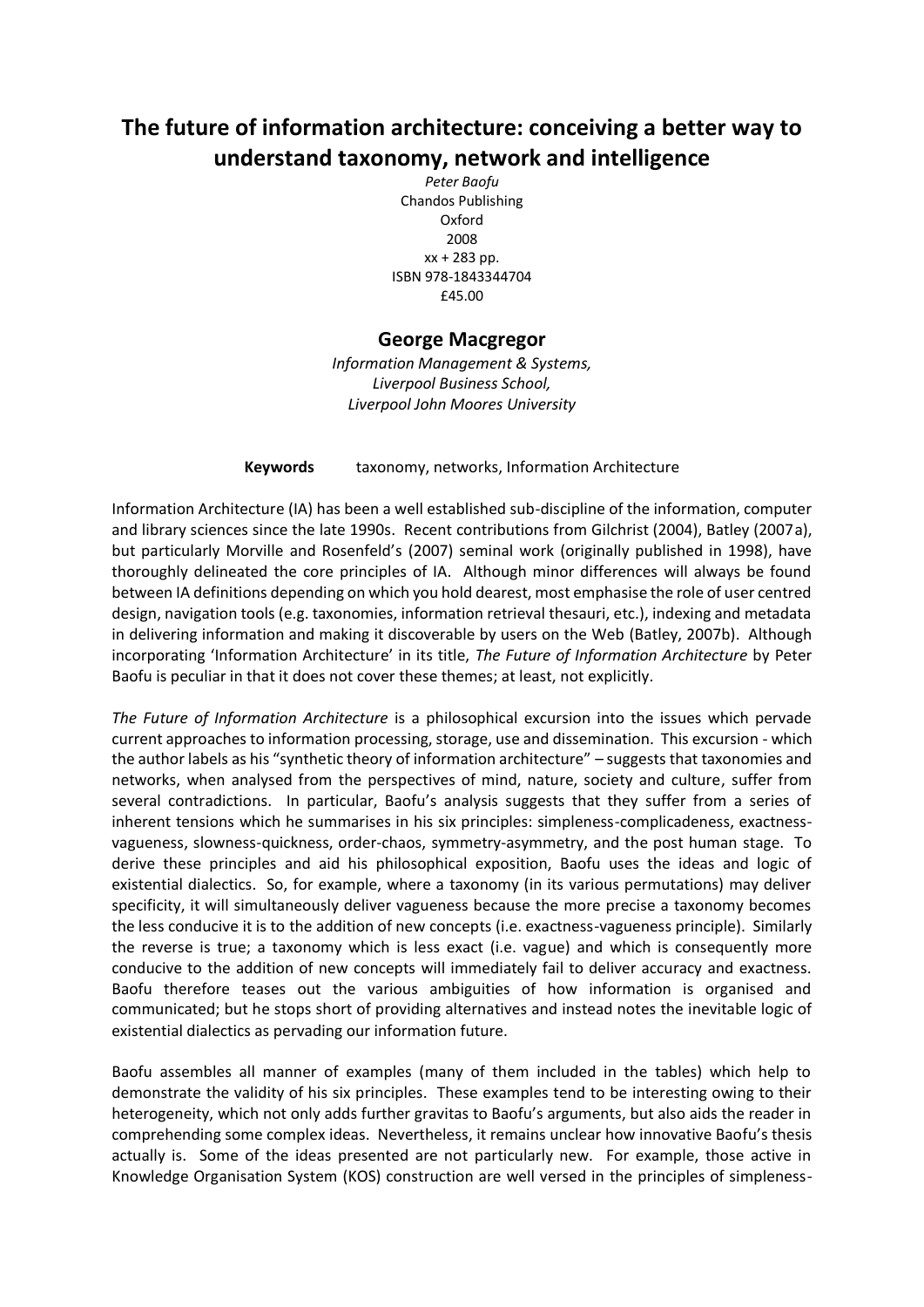# The future of information architecture: conceiving a better way to understand taxonomy, network and intelligence

*Peter Baofu*
Chandos Publishing
Oxford
2008
xx + 283 pp.
ISBN 978-1843344704
£45.00

## George Macgregor

*Information Management & Systems,*
*Liverpool Business School,*
*Liverpool John Moores University*

**Keywords** taxonomy, networks, Information Architecture

Information Architecture (IA) has been a well established sub-discipline of the information, computer and library sciences since the late 1990s. Recent contributions from Gilchrist (2004), Batley (2007a), but particularly Morville and Rosenfeld's (2007) seminal work (originally published in 1998), have thoroughly delineated the core principles of IA. Although minor differences will always be found between IA definitions depending on which you hold dearest, most emphasise the role of user centred design, navigation tools (e.g. taxonomies, information retrieval thesauri, etc.), indexing and metadata in delivering information and making it discoverable by users on the Web (Batley, 2007b). Although incorporating 'Information Architecture' in its title, *The Future of Information Architecture* by Peter Baofu is peculiar in that it does not cover these themes; at least, not explicitly.

*The Future of Information Architecture* is a philosophical excursion into the issues which pervade current approaches to information processing, storage, use and dissemination. This excursion - which the author labels as his "synthetic theory of information architecture" – suggests that taxonomies and networks, when analysed from the perspectives of mind, nature, society and culture, suffer from several contradictions. In particular, Baofu's analysis suggests that they suffer from a series of inherent tensions which he summarises in his six principles: simpleness-complicadeness, exactness-vagueness, slowness-quickness, order-chaos, symmetry-asymmetry, and the post human stage. To derive these principles and aid his philosophical exposition, Baofu uses the ideas and logic of existential dialectics. So, for example, where a taxonomy (in its various permutations) may deliver specificity, it will simultaneously deliver vagueness because the more precise a taxonomy becomes the less conducive it is to the addition of new concepts (i.e. exactness-vagueness principle). Similarly the reverse is true; a taxonomy which is less exact (i.e. vague) and which is consequently more conducive to the addition of new concepts will immediately fail to deliver accuracy and exactness. Baofu therefore teases out the various ambiguities of how information is organised and communicated; but he stops short of providing alternatives and instead notes the inevitable logic of existential dialectics as pervading our information future.

Baofu assembles all manner of examples (many of them included in the tables) which help to demonstrate the validity of his six principles. These examples tend to be interesting owing to their heterogeneity, which not only adds further gravitas to Baofu's arguments, but also aids the reader in comprehending some complex ideas. Nevertheless, it remains unclear how innovative Baofu's thesis actually is. Some of the ideas presented are not particularly new. For example, those active in Knowledge Organisation System (KOS) construction are well versed in the principles of simpleness-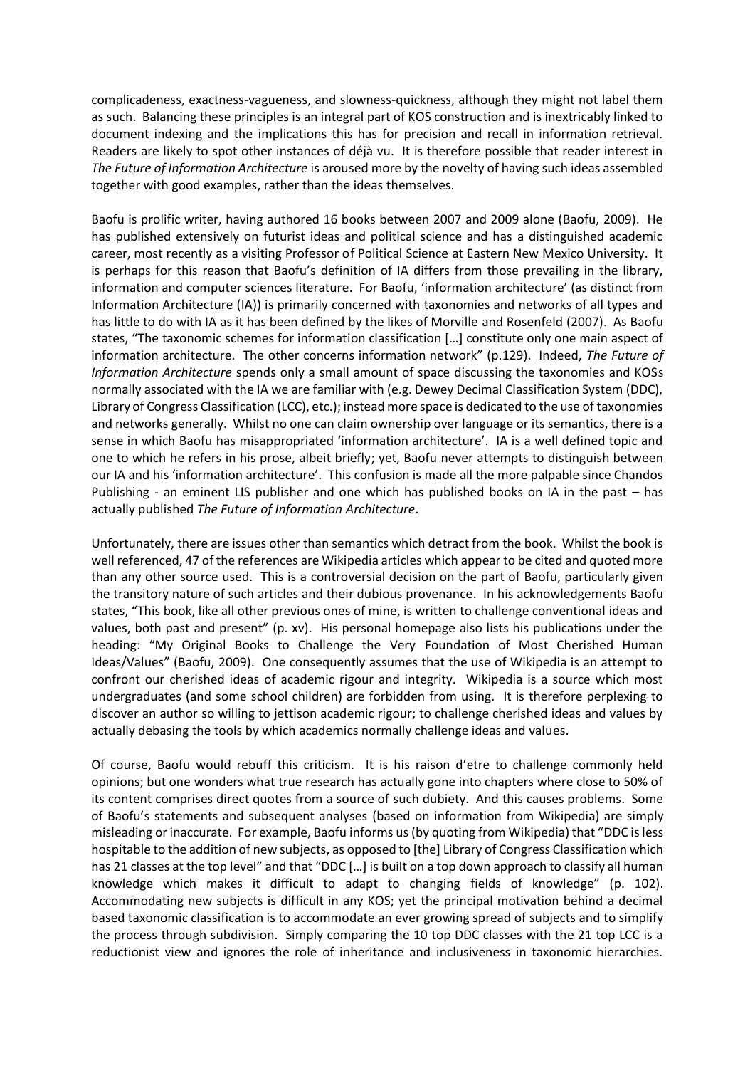complicadeness, exactness-vagueness, and slowness-quickness, although they might not label them as such. Balancing these principles is an integral part of KOS construction and is inextricably linked to document indexing and the implications this has for precision and recall in information retrieval. Readers are likely to spot other instances of déjà vu. It is therefore possible that reader interest in *The Future of Information Architecture* is aroused more by the novelty of having such ideas assembled together with good examples, rather than the ideas themselves.

Baofu is prolific writer, having authored 16 books between 2007 and 2009 alone (Baofu, 2009). He has published extensively on futurist ideas and political science and has a distinguished academic career, most recently as a visiting Professor of Political Science at Eastern New Mexico University. It is perhaps for this reason that Baofu's definition of IA differs from those prevailing in the library, information and computer sciences literature. For Baofu, 'information architecture' (as distinct from Information Architecture (IA)) is primarily concerned with taxonomies and networks of all types and has little to do with IA as it has been defined by the likes of Morville and Rosenfeld (2007). As Baofu states, "The taxonomic schemes for information classification […] constitute only one main aspect of information architecture. The other concerns information network" (p.129). Indeed, *The Future of Information Architecture* spends only a small amount of space discussing the taxonomies and KOSs normally associated with the IA we are familiar with (e.g. Dewey Decimal Classification System (DDC), Library of Congress Classification (LCC), etc.); instead more space is dedicated to the use of taxonomies and networks generally. Whilst no one can claim ownership over language or its semantics, there is a sense in which Baofu has misappropriated 'information architecture'. IA is a well defined topic and one to which he refers in his prose, albeit briefly; yet, Baofu never attempts to distinguish between our IA and his 'information architecture'. This confusion is made all the more palpable since Chandos Publishing - an eminent LIS publisher and one which has published books on IA in the past – has actually published *The Future of Information Architecture*.

Unfortunately, there are issues other than semantics which detract from the book. Whilst the book is well referenced, 47 of the references are Wikipedia articles which appear to be cited and quoted more than any other source used. This is a controversial decision on the part of Baofu, particularly given the transitory nature of such articles and their dubious provenance. In his acknowledgements Baofu states, "This book, like all other previous ones of mine, is written to challenge conventional ideas and values, both past and present" (p. xv). His personal homepage also lists his publications under the heading: "My Original Books to Challenge the Very Foundation of Most Cherished Human Ideas/Values" (Baofu, 2009). One consequently assumes that the use of Wikipedia is an attempt to confront our cherished ideas of academic rigour and integrity. Wikipedia is a source which most undergraduates (and some school children) are forbidden from using. It is therefore perplexing to discover an author so willing to jettison academic rigour; to challenge cherished ideas and values by actually debasing the tools by which academics normally challenge ideas and values.

Of course, Baofu would rebuff this criticism. It is his raison d'etre to challenge commonly held opinions; but one wonders what true research has actually gone into chapters where close to 50% of its content comprises direct quotes from a source of such dubiety. And this causes problems. Some of Baofu's statements and subsequent analyses (based on information from Wikipedia) are simply misleading or inaccurate. For example, Baofu informs us (by quoting from Wikipedia) that "DDC is less hospitable to the addition of new subjects, as opposed to [the] Library of Congress Classification which has 21 classes at the top level" and that "DDC […] is built on a top down approach to classify all human knowledge which makes it difficult to adapt to changing fields of knowledge" (p. 102). Accommodating new subjects is difficult in any KOS; yet the principal motivation behind a decimal based taxonomic classification is to accommodate an ever growing spread of subjects and to simplify the process through subdivision. Simply comparing the 10 top DDC classes with the 21 top LCC is a reductionist view and ignores the role of inheritance and inclusiveness in taxonomic hierarchies.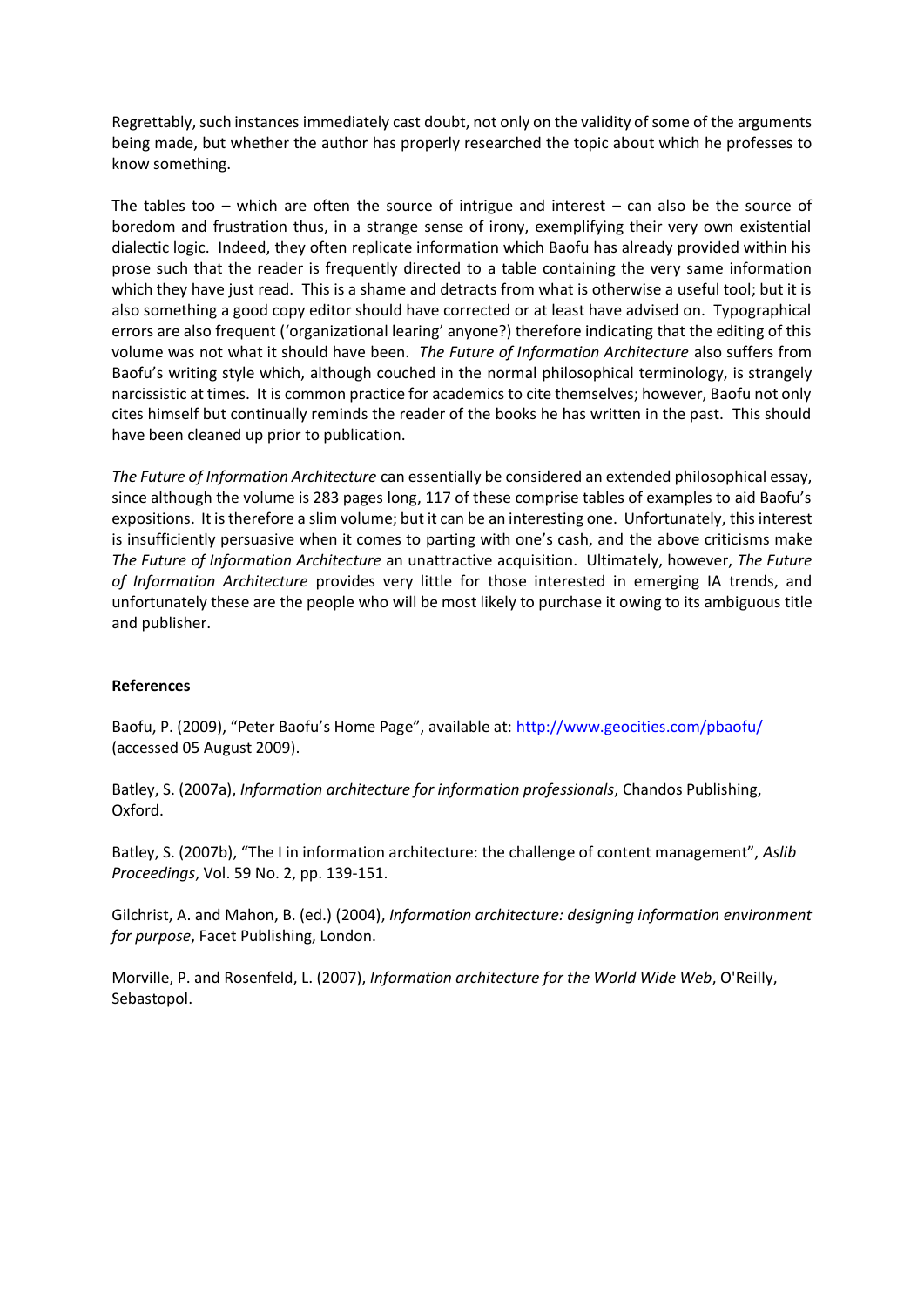Regrettably, such instances immediately cast doubt, not only on the validity of some of the arguments being made, but whether the author has properly researched the topic about which he professes to know something.

The tables too – which are often the source of intrigue and interest – can also be the source of boredom and frustration thus, in a strange sense of irony, exemplifying their very own existential dialectic logic. Indeed, they often replicate information which Baofu has already provided within his prose such that the reader is frequently directed to a table containing the very same information which they have just read. This is a shame and detracts from what is otherwise a useful tool; but it is also something a good copy editor should have corrected or at least have advised on. Typographical errors are also frequent ('organizational learing' anyone?) therefore indicating that the editing of this volume was not what it should have been. *The Future of Information Architecture* also suffers from Baofu's writing style which, although couched in the normal philosophical terminology, is strangely narcissistic at times. It is common practice for academics to cite themselves; however, Baofu not only cites himself but continually reminds the reader of the books he has written in the past. This should have been cleaned up prior to publication.

*The Future of Information Architecture* can essentially be considered an extended philosophical essay, since although the volume is 283 pages long, 117 of these comprise tables of examples to aid Baofu's expositions. It is therefore a slim volume; but it can be an interesting one. Unfortunately, this interest is insufficiently persuasive when it comes to parting with one's cash, and the above criticisms make *The Future of Information Architecture* an unattractive acquisition. Ultimately, however, *The Future of Information Architecture* provides very little for those interested in emerging IA trends, and unfortunately these are the people who will be most likely to purchase it owing to its ambiguous title and publisher.

**References**

Baofu, P. (2009), "Peter Baofu's Home Page", available at: http://www.geocities.com/pbaofu/ (accessed 05 August 2009).

Batley, S. (2007a), *Information architecture for information professionals*, Chandos Publishing, Oxford.

Batley, S. (2007b), "The I in information architecture: the challenge of content management", *Aslib Proceedings*, Vol. 59 No. 2, pp. 139-151.

Gilchrist, A. and Mahon, B. (ed.) (2004), *Information architecture: designing information environment for purpose*, Facet Publishing, London.

Morville, P. and Rosenfeld, L. (2007), *Information architecture for the World Wide Web*, O'Reilly, Sebastopol.